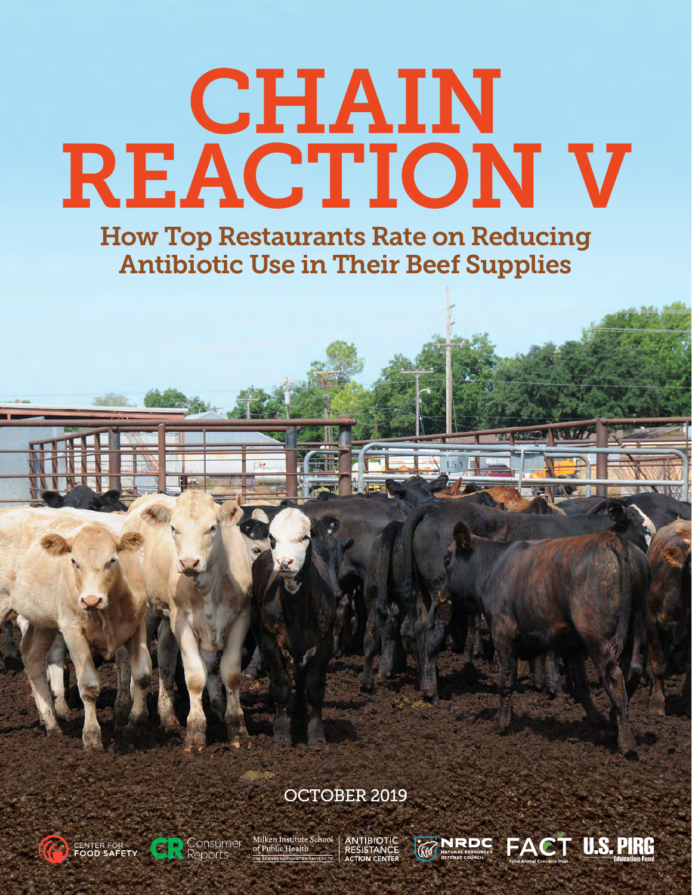# CHAIN REACTION V

## How Top Restaurants Rate on Reducing Antibiotic Use in Their Beef Supplies

OCTOBER 2019

CENTER FOR FOOD SAFETY | Consumer Reports | Milken Institute School of Public Health, THE GEORGE WASHINGTON UNIVERSITY | ANTIBIOTIC RESISTANCE ACTION CENTER | NRDC NATURAL RESOURCES DEFENSE COUNCIL | FACT Food Animal Concerns Trust | U.S. PIRG Education Fund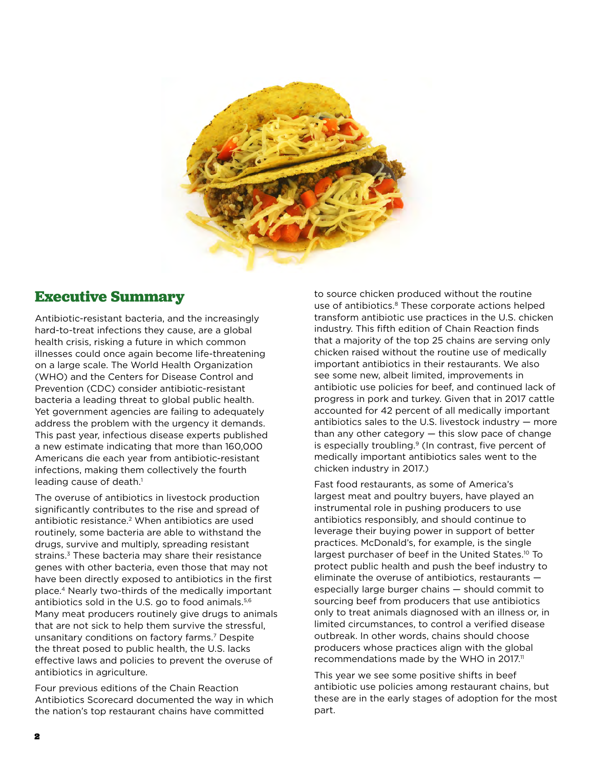## Executive Summary

Antibiotic-resistant bacteria, and the increasingly hard-to-treat infections they cause, are a global health crisis, risking a future in which common illnesses could once again become life-threatening on a large scale. The World Health Organization (WHO) and the Centers for Disease Control and Prevention (CDC) consider antibiotic-resistant bacteria a leading threat to global public health. Yet government agencies are failing to adequately address the problem with the urgency it demands. This past year, infectious disease experts published a new estimate indicating that more than 160,000 Americans die each year from antibiotic-resistant infections, making them collectively the fourth leading cause of death.[1]

The overuse of antibiotics in livestock production significantly contributes to the rise and spread of antibiotic resistance.[2] When antibiotics are used routinely, some bacteria are able to withstand the drugs, survive and multiply, spreading resistant strains.[3] These bacteria may share their resistance genes with other bacteria, even those that may not have been directly exposed to antibiotics in the first place.[4] Nearly two-thirds of the medically important antibiotics sold in the U.S. go to food animals.[5,6] Many meat producers routinely give drugs to animals that are not sick to help them survive the stressful, unsanitary conditions on factory farms.[7] Despite the threat posed to public health, the U.S. lacks effective laws and policies to prevent the overuse of antibiotics in agriculture.

Four previous editions of the Chain Reaction Antibiotics Scorecard documented the way in which the nation's top restaurant chains have committed to source chicken produced without the routine use of antibiotics.[8] These corporate actions helped transform antibiotic use practices in the U.S. chicken industry. This fifth edition of Chain Reaction finds that a majority of the top 25 chains are serving only chicken raised without the routine use of medically important antibiotics in their restaurants. We also see some new, albeit limited, improvements in antibiotic use policies for beef, and continued lack of progress in pork and turkey. Given that in 2017 cattle accounted for 42 percent of all medically important antibiotics sales to the U.S. livestock industry — more than any other category — this slow pace of change is especially troubling.[9] (In contrast, five percent of medically important antibiotics sales went to the chicken industry in 2017.)

Fast food restaurants, as some of America's largest meat and poultry buyers, have played an instrumental role in pushing producers to use antibiotics responsibly, and should continue to leverage their buying power in support of better practices. McDonald's, for example, is the single largest purchaser of beef in the United States.[10] To protect public health and push the beef industry to eliminate the overuse of antibiotics, restaurants — especially large burger chains — should commit to sourcing beef from producers that use antibiotics only to treat animals diagnosed with an illness or, in limited circumstances, to control a verified disease outbreak. In other words, chains should choose producers whose practices align with the global recommendations made by the WHO in 2017.[11]

This year we see some positive shifts in beef antibiotic use policies among restaurant chains, but these are in the early stages of adoption for the most part.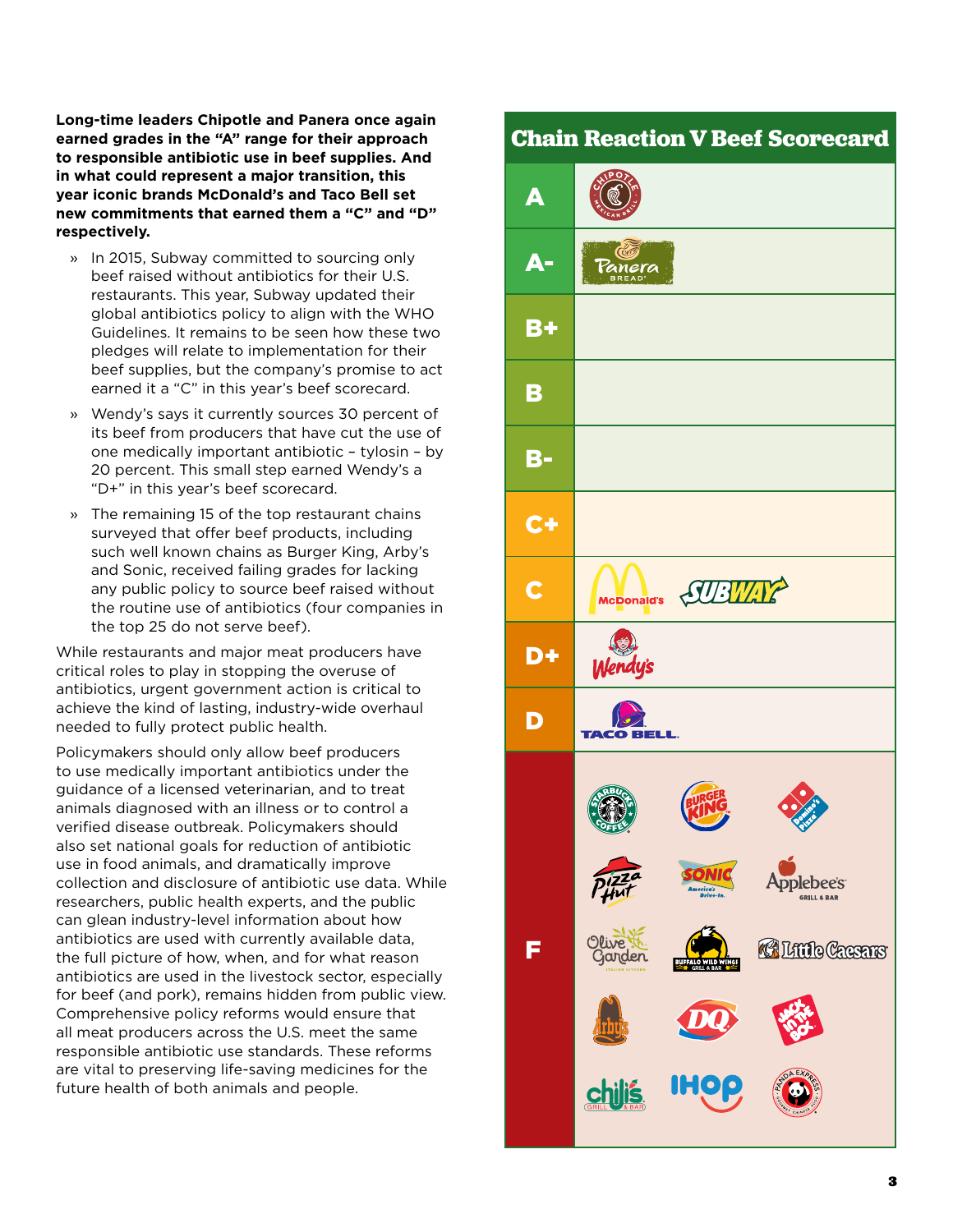**Long-time leaders Chipotle and Panera once again earned grades in the "A" range for their approach to responsible antibiotic use in beef supplies. And in what could represent a major transition, this year iconic brands McDonald's and Taco Bell set new commitments that earned them a "C" and "D" respectively.**

- In 2015, Subway committed to sourcing only beef raised without antibiotics for their U.S. restaurants. This year, Subway updated their global antibiotics policy to align with the WHO Guidelines. It remains to be seen how these two pledges will relate to implementation for their beef supplies, but the company's promise to act earned it a "C" in this year's beef scorecard.
- Wendy's says it currently sources 30 percent of its beef from producers that have cut the use of one medically important antibiotic – tylosin – by 20 percent. This small step earned Wendy's a "D+" in this year's beef scorecard.
- The remaining 15 of the top restaurant chains surveyed that offer beef products, including such well known chains as Burger King, Arby's and Sonic, received failing grades for lacking any public policy to source beef raised without the routine use of antibiotics (four companies in the top 25 do not serve beef).

While restaurants and major meat producers have critical roles to play in stopping the overuse of antibiotics, urgent government action is critical to achieve the kind of lasting, industry-wide overhaul needed to fully protect public health.

Policymakers should only allow beef producers to use medically important antibiotics under the guidance of a licensed veterinarian, and to treat animals diagnosed with an illness or to control a verified disease outbreak. Policymakers should also set national goals for reduction of antibiotic use in food animals, and dramatically improve collection and disclosure of antibiotic use data. While researchers, public health experts, and the public can glean industry-level information about how antibiotics are used with currently available data, the full picture of how, when, and for what reason antibiotics are used in the livestock sector, especially for beef (and pork), remains hidden from public view. Comprehensive policy reforms would ensure that all meat producers across the U.S. meet the same responsible antibiotic use standards. These reforms are vital to preserving life-saving medicines for the future health of both animals and people.

## Chain Reaction V Beef Scorecard

| Grade | Chains |
|---|---|
| A | Chipotle |
| A- | Panera Bread |
| B+ | |
| B | |
| B- | |
| C+ | |
| C | McDonald's, Subway |
| D+ | Wendy's |
| D | Taco Bell |
| F | Starbucks, Burger King, Domino's Pizza, Pizza Hut, Sonic, Applebee's, Olive Garden, Buffalo Wild Wings, Little Caesars, Arby's, DQ, Jack in the Box, Chili's, IHOP, Panda Express |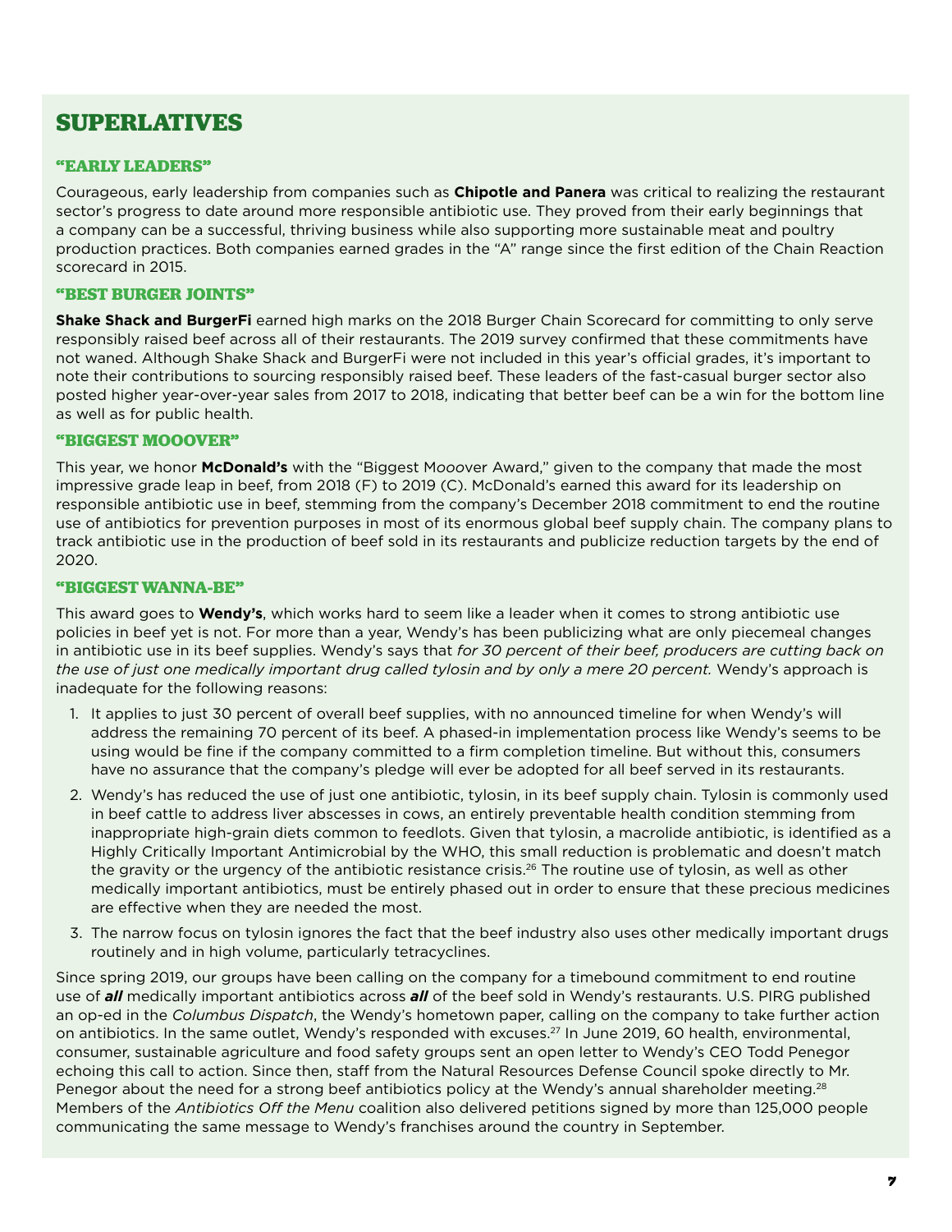# SUPERLATIVES

## "EARLY LEADERS"

Courageous, early leadership from companies such as **Chipotle and Panera** was critical to realizing the restaurant sector's progress to date around more responsible antibiotic use. They proved from their early beginnings that a company can be a successful, thriving business while also supporting more sustainable meat and poultry production practices. Both companies earned grades in the "A" range since the first edition of the Chain Reaction scorecard in 2015.

## "BEST BURGER JOINTS"

**Shake Shack and BurgerFi** earned high marks on the 2018 Burger Chain Scorecard for committing to only serve responsibly raised beef across all of their restaurants. The 2019 survey confirmed that these commitments have not waned. Although Shake Shack and BurgerFi were not included in this year's official grades, it's important to note their contributions to sourcing responsibly raised beef. These leaders of the fast-casual burger sector also posted higher year-over-year sales from 2017 to 2018, indicating that better beef can be a win for the bottom line as well as for public health.

## "BIGGEST MOOOVER"

This year, we honor **McDonald's** with the "Biggest M*ooo*ver Award," given to the company that made the most impressive grade leap in beef, from 2018 (F) to 2019 (C). McDonald's earned this award for its leadership on responsible antibiotic use in beef, stemming from the company's December 2018 commitment to end the routine use of antibiotics for prevention purposes in most of its enormous global beef supply chain. The company plans to track antibiotic use in the production of beef sold in its restaurants and publicize reduction targets by the end of 2020.

## "BIGGEST WANNA-BE"

This award goes to **Wendy's**, which works hard to seem like a leader when it comes to strong antibiotic use policies in beef yet is not. For more than a year, Wendy's has been publicizing what are only piecemeal changes in antibiotic use in its beef supplies. Wendy's says that *for 30 percent of their beef, producers are cutting back on the use of just one medically important drug called tylosin and by only a mere 20 percent.* Wendy's approach is inadequate for the following reasons:

1. It applies to just 30 percent of overall beef supplies, with no announced timeline for when Wendy's will address the remaining 70 percent of its beef. A phased-in implementation process like Wendy's seems to be using would be fine if the company committed to a firm completion timeline. But without this, consumers have no assurance that the company's pledge will ever be adopted for all beef served in its restaurants.
2. Wendy's has reduced the use of just one antibiotic, tylosin, in its beef supply chain. Tylosin is commonly used in beef cattle to address liver abscesses in cows, an entirely preventable health condition stemming from inappropriate high-grain diets common to feedlots. Given that tylosin, a macrolide antibiotic, is identified as a Highly Critically Important Antimicrobial by the WHO, this small reduction is problematic and doesn't match the gravity or the urgency of the antibiotic resistance crisis.[26] The routine use of tylosin, as well as other medically important antibiotics, must be entirely phased out in order to ensure that these precious medicines are effective when they are needed the most.
3. The narrow focus on tylosin ignores the fact that the beef industry also uses other medically important drugs routinely and in high volume, particularly tetracyclines.

Since spring 2019, our groups have been calling on the company for a timebound commitment to end routine use of ***all*** medically important antibiotics across ***all*** of the beef sold in Wendy's restaurants. U.S. PIRG published an op-ed in the *Columbus Dispatch*, the Wendy's hometown paper, calling on the company to take further action on antibiotics. In the same outlet, Wendy's responded with excuses.[27] In June 2019, 60 health, environmental, consumer, sustainable agriculture and food safety groups sent an open letter to Wendy's CEO Todd Penegor echoing this call to action. Since then, staff from the Natural Resources Defense Council spoke directly to Mr. Penegor about the need for a strong beef antibiotics policy at the Wendy's annual shareholder meeting.[28] Members of the *Antibiotics Off the Menu* coalition also delivered petitions signed by more than 125,000 people communicating the same message to Wendy's franchises around the country in September.